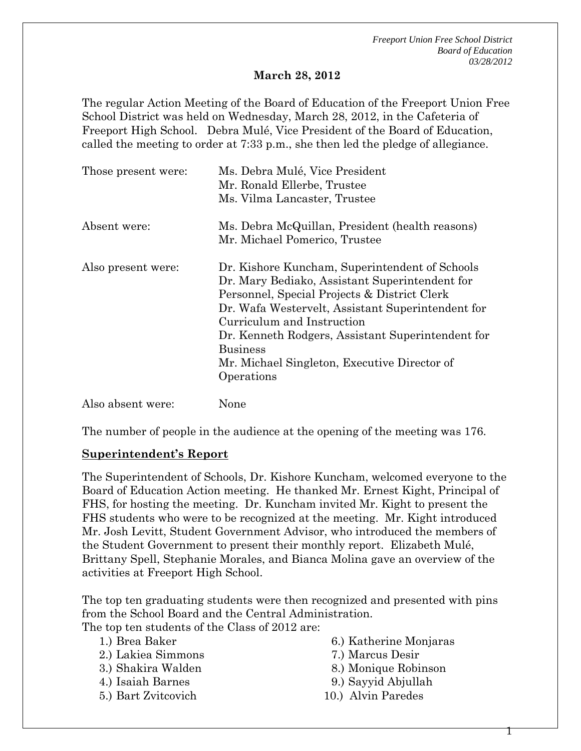# March 28, 2012

The regular Action Meeting of the Board of Education of the Freeport Union Free School District was held on Wednesday, March 28, 2012, in the Cafeteria of Freeport High School. Debra Mulé, Vice President of the Board of Education, called the meeting to order at 7:33 p.m., she then led the pledge of allegiance.

| | |
|---|---|
| Those present were: | Ms. Debra Mulé, Vice President<br>Mr. Ronald Ellerbe, Trustee<br>Ms. Vilma Lancaster, Trustee |
| Absent were: | Ms. Debra McQuillan, President (health reasons)<br>Mr. Michael Pomerico, Trustee |
| Also present were: | Dr. Kishore Kuncham, Superintendent of Schools<br>Dr. Mary Bediako, Assistant Superintendent for Personnel, Special Projects & District Clerk<br>Dr. Wafa Westervelt, Assistant Superintendent for Curriculum and Instruction<br>Dr. Kenneth Rodgers, Assistant Superintendent for Business<br>Mr. Michael Singleton, Executive Director of Operations |
| Also absent were: | None |

The number of people in the audience at the opening of the meeting was 176.

## Superintendent's Report

The Superintendent of Schools, Dr. Kishore Kuncham, welcomed everyone to the Board of Education Action meeting. He thanked Mr. Ernest Kight, Principal of FHS, for hosting the meeting. Dr. Kuncham invited Mr. Kight to present the FHS students who were to be recognized at the meeting. Mr. Kight introduced Mr. Josh Levitt, Student Government Advisor, who introduced the members of the Student Government to present their monthly report. Elizabeth Mulé, Brittany Spell, Stephanie Morales, and Bianca Molina gave an overview of the activities at Freeport High School.

The top ten graduating students were then recognized and presented with pins from the School Board and the Central Administration.

The top ten students of the Class of 2012 are:

1.) Brea Baker
2.) Lakiea Simmons
3.) Shakira Walden
4.) Isaiah Barnes
5.) Bart Zvitcovich
6.) Katherine Monjaras
7.) Marcus Desir
8.) Monique Robinson
9.) Sayyid Abjullah
10.) Alvin Paredes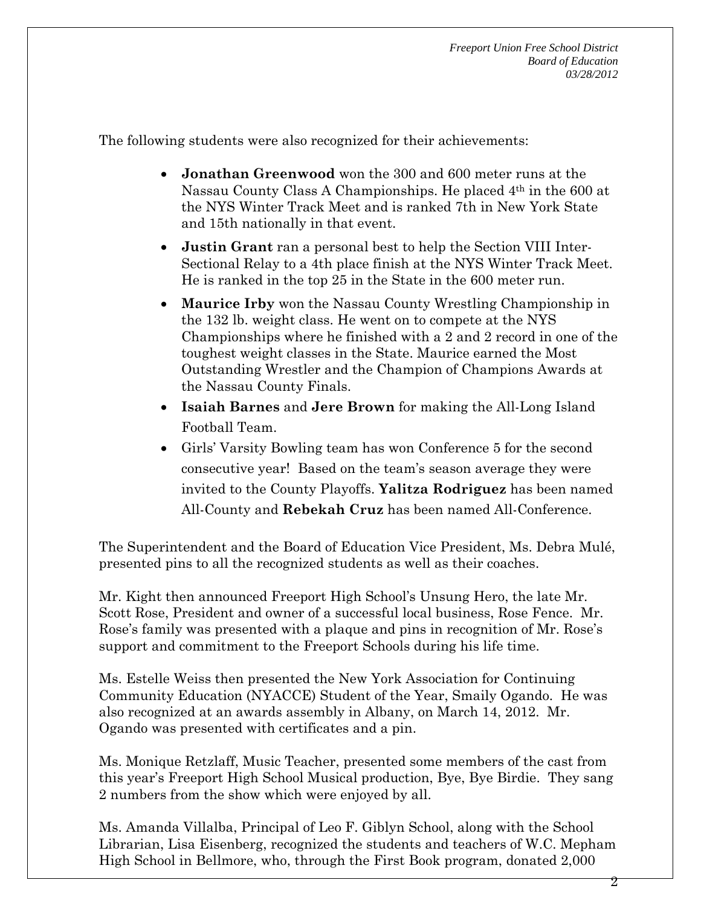The following students were also recognized for their achievements:

- **Jonathan Greenwood** won the 300 and 600 meter runs at the Nassau County Class A Championships. He placed 4th in the 600 at the NYS Winter Track Meet and is ranked 7th in New York State and 15th nationally in that event.
- **Justin Grant** ran a personal best to help the Section VIII Inter-Sectional Relay to a 4th place finish at the NYS Winter Track Meet. He is ranked in the top 25 in the State in the 600 meter run.
- **Maurice Irby** won the Nassau County Wrestling Championship in the 132 lb. weight class. He went on to compete at the NYS Championships where he finished with a 2 and 2 record in one of the toughest weight classes in the State. Maurice earned the Most Outstanding Wrestler and the Champion of Champions Awards at the Nassau County Finals.
- **Isaiah Barnes** and **Jere Brown** for making the All-Long Island Football Team.
- Girls' Varsity Bowling team has won Conference 5 for the second consecutive year! Based on the team's season average they were invited to the County Playoffs. **Yalitza Rodriguez** has been named All-County and **Rebekah Cruz** has been named All-Conference.

The Superintendent and the Board of Education Vice President, Ms. Debra Mulé, presented pins to all the recognized students as well as their coaches.

Mr. Kight then announced Freeport High School's Unsung Hero, the late Mr. Scott Rose, President and owner of a successful local business, Rose Fence. Mr. Rose's family was presented with a plaque and pins in recognition of Mr. Rose's support and commitment to the Freeport Schools during his life time.

Ms. Estelle Weiss then presented the New York Association for Continuing Community Education (NYACCE) Student of the Year, Smaily Ogando. He was also recognized at an awards assembly in Albany, on March 14, 2012. Mr. Ogando was presented with certificates and a pin.

Ms. Monique Retzlaff, Music Teacher, presented some members of the cast from this year's Freeport High School Musical production, Bye, Bye Birdie. They sang 2 numbers from the show which were enjoyed by all.

Ms. Amanda Villalba, Principal of Leo F. Giblyn School, along with the School Librarian, Lisa Eisenberg, recognized the students and teachers of W.C. Mepham High School in Bellmore, who, through the First Book program, donated 2,000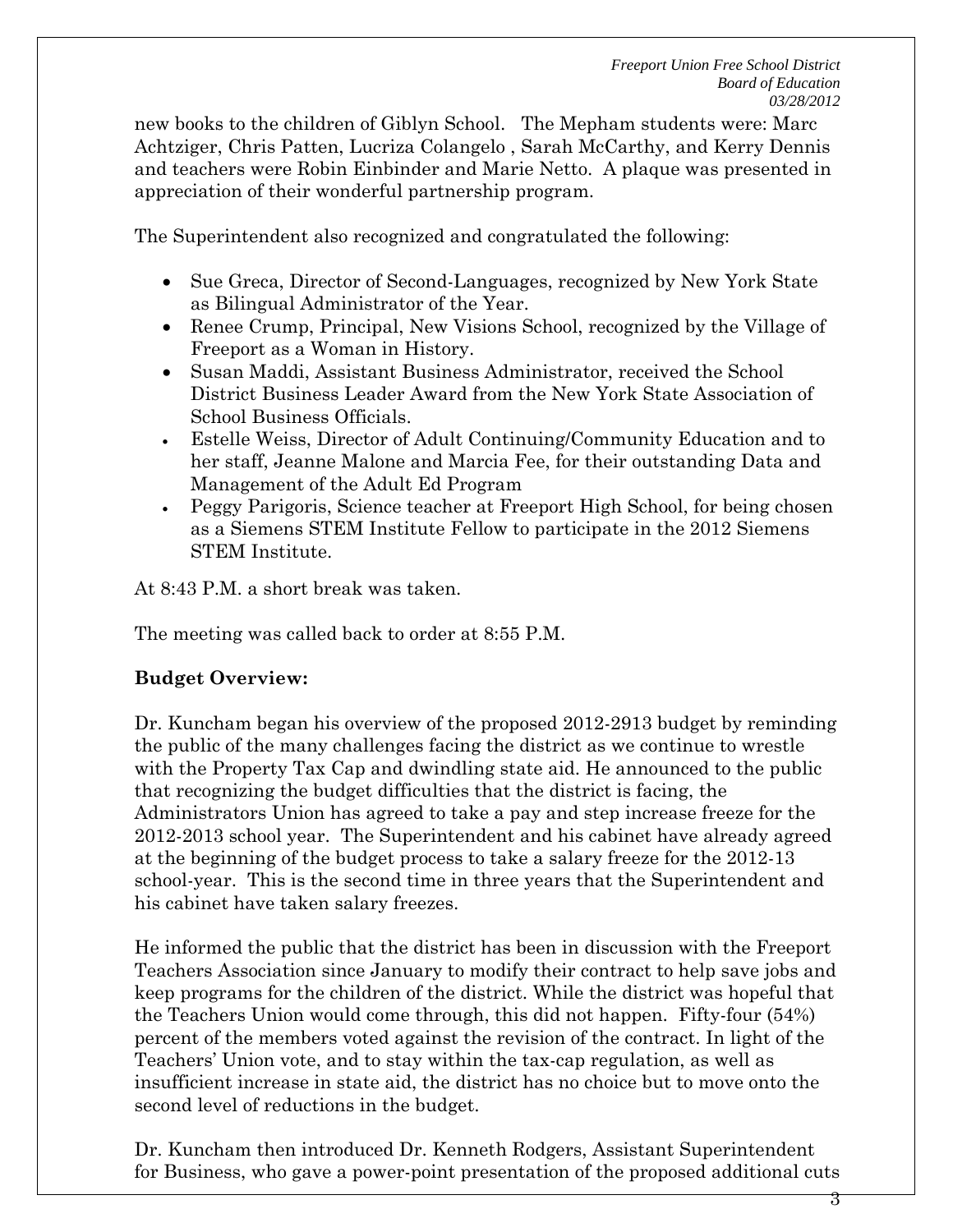new books to the children of Giblyn School. The Mepham students were: Marc Achtziger, Chris Patten, Lucriza Colangelo , Sarah McCarthy, and Kerry Dennis and teachers were Robin Einbinder and Marie Netto. A plaque was presented in appreciation of their wonderful partnership program.

The Superintendent also recognized and congratulated the following:

- Sue Greca, Director of Second-Languages, recognized by New York State as Bilingual Administrator of the Year.
- Renee Crump, Principal, New Visions School, recognized by the Village of Freeport as a Woman in History.
- Susan Maddi, Assistant Business Administrator, received the School District Business Leader Award from the New York State Association of School Business Officials.
- Estelle Weiss, Director of Adult Continuing/Community Education and to her staff, Jeanne Malone and Marcia Fee, for their outstanding Data and Management of the Adult Ed Program
- Peggy Parigoris, Science teacher at Freeport High School, for being chosen as a Siemens STEM Institute Fellow to participate in the 2012 Siemens STEM Institute.

At 8:43 P.M. a short break was taken.

The meeting was called back to order at 8:55 P.M.

**Budget Overview:**

Dr. Kuncham began his overview of the proposed 2012-2913 budget by reminding the public of the many challenges facing the district as we continue to wrestle with the Property Tax Cap and dwindling state aid. He announced to the public that recognizing the budget difficulties that the district is facing, the Administrators Union has agreed to take a pay and step increase freeze for the 2012-2013 school year. The Superintendent and his cabinet have already agreed at the beginning of the budget process to take a salary freeze for the 2012-13 school-year. This is the second time in three years that the Superintendent and his cabinet have taken salary freezes.

He informed the public that the district has been in discussion with the Freeport Teachers Association since January to modify their contract to help save jobs and keep programs for the children of the district. While the district was hopeful that the Teachers Union would come through, this did not happen. Fifty-four (54%) percent of the members voted against the revision of the contract. In light of the Teachers' Union vote, and to stay within the tax-cap regulation, as well as insufficient increase in state aid, the district has no choice but to move onto the second level of reductions in the budget.

Dr. Kuncham then introduced Dr. Kenneth Rodgers, Assistant Superintendent for Business, who gave a power-point presentation of the proposed additional cuts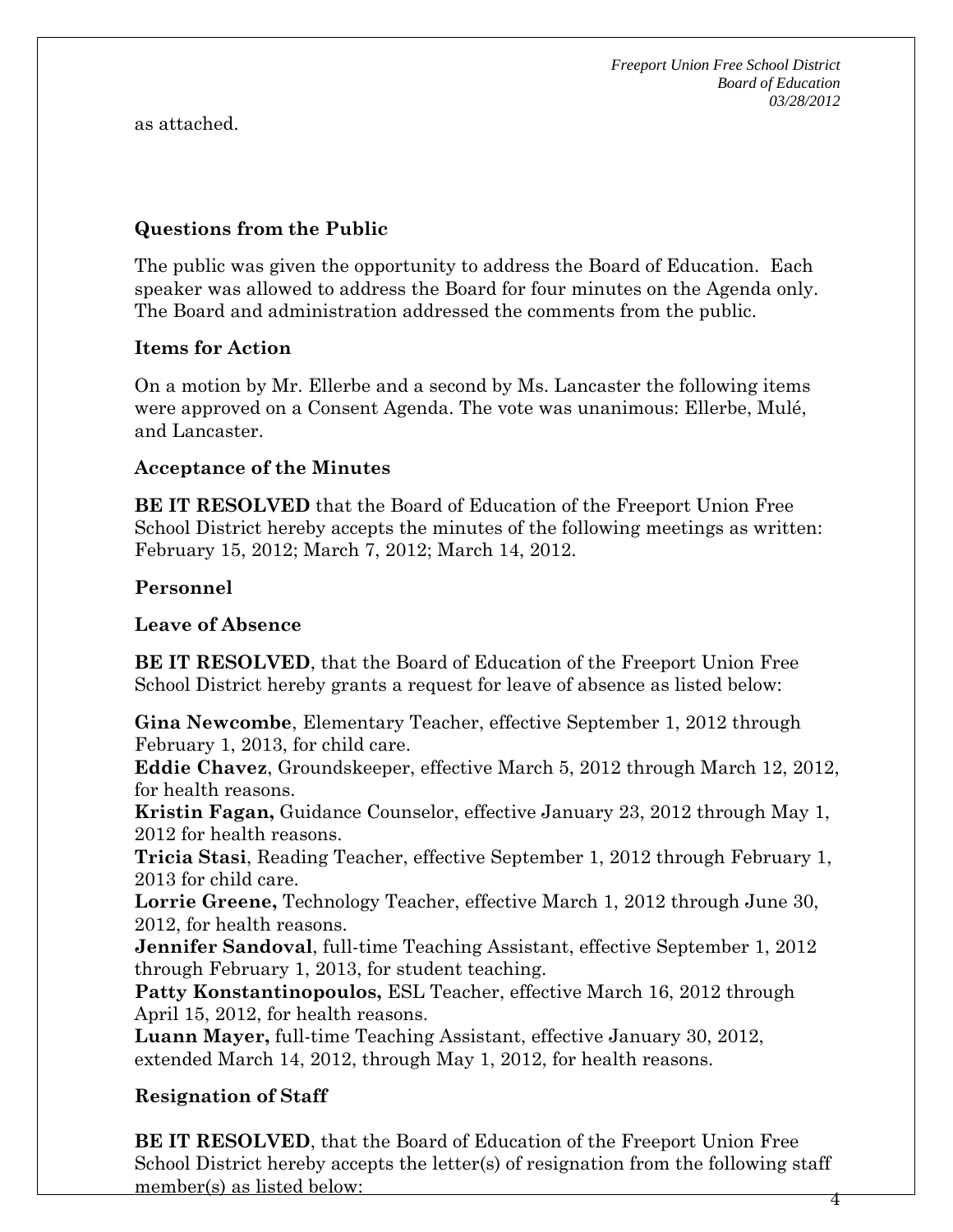as attached.

**Questions from the Public**

The public was given the opportunity to address the Board of Education. Each speaker was allowed to address the Board for four minutes on the Agenda only. The Board and administration addressed the comments from the public.

**Items for Action**

On a motion by Mr. Ellerbe and a second by Ms. Lancaster the following items were approved on a Consent Agenda. The vote was unanimous: Ellerbe, Mulé, and Lancaster.

**Acceptance of the Minutes**

**BE IT RESOLVED** that the Board of Education of the Freeport Union Free School District hereby accepts the minutes of the following meetings as written: February 15, 2012; March 7, 2012; March 14, 2012.

**Personnel**

**Leave of Absence**

**BE IT RESOLVED**, that the Board of Education of the Freeport Union Free School District hereby grants a request for leave of absence as listed below:

**Gina Newcombe**, Elementary Teacher, effective September 1, 2012 through February 1, 2013, for child care.
**Eddie Chavez**, Groundskeeper, effective March 5, 2012 through March 12, 2012, for health reasons.
**Kristin Fagan,** Guidance Counselor, effective January 23, 2012 through May 1, 2012 for health reasons.
**Tricia Stasi**, Reading Teacher, effective September 1, 2012 through February 1, 2013 for child care.
**Lorrie Greene,** Technology Teacher, effective March 1, 2012 through June 30, 2012, for health reasons.
**Jennifer Sandoval**, full-time Teaching Assistant, effective September 1, 2012 through February 1, 2013, for student teaching.
**Patty Konstantinopoulos,** ESL Teacher, effective March 16, 2012 through April 15, 2012, for health reasons.
**Luann Mayer,** full-time Teaching Assistant, effective January 30, 2012, extended March 14, 2012, through May 1, 2012, for health reasons.

**Resignation of Staff**

**BE IT RESOLVED**, that the Board of Education of the Freeport Union Free School District hereby accepts the letter(s) of resignation from the following staff member(s) as listed below: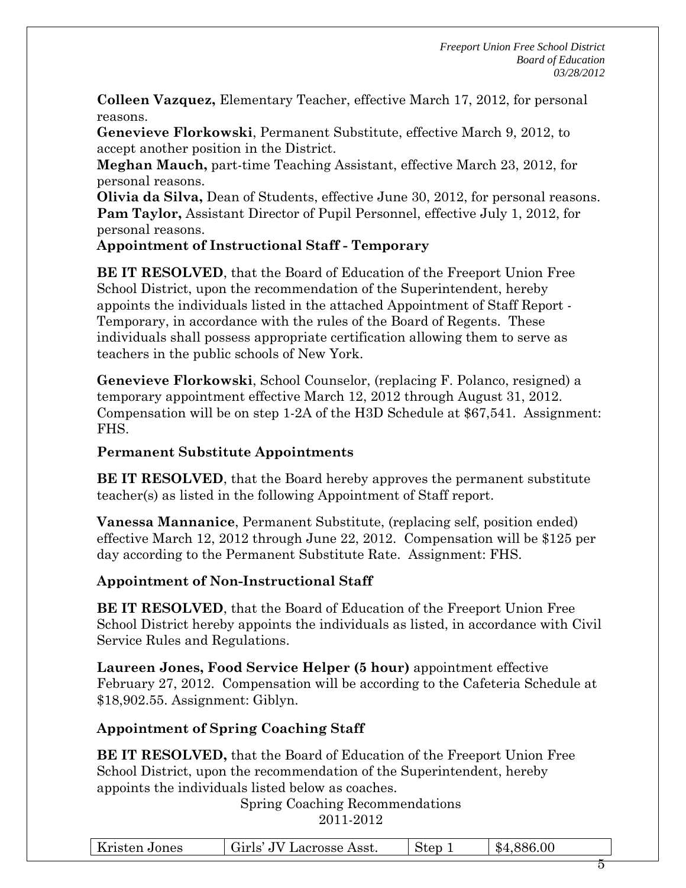**Colleen Vazquez,** Elementary Teacher, effective March 17, 2012, for personal reasons.

**Genevieve Florkowski**, Permanent Substitute, effective March 9, 2012, to accept another position in the District.

**Meghan Mauch,** part-time Teaching Assistant, effective March 23, 2012, for personal reasons.

**Olivia da Silva,** Dean of Students, effective June 30, 2012, for personal reasons.

**Pam Taylor,** Assistant Director of Pupil Personnel, effective July 1, 2012, for personal reasons.

### Appointment of Instructional Staff - Temporary

**BE IT RESOLVED**, that the Board of Education of the Freeport Union Free School District, upon the recommendation of the Superintendent, hereby appoints the individuals listed in the attached Appointment of Staff Report - Temporary, in accordance with the rules of the Board of Regents. These individuals shall possess appropriate certification allowing them to serve as teachers in the public schools of New York.

**Genevieve Florkowski**, School Counselor, (replacing F. Polanco, resigned) a temporary appointment effective March 12, 2012 through August 31, 2012. Compensation will be on step 1-2A of the H3D Schedule at $67,541. Assignment: FHS.

### Permanent Substitute Appointments

**BE IT RESOLVED**, that the Board hereby approves the permanent substitute teacher(s) as listed in the following Appointment of Staff report.

**Vanessa Mannanice**, Permanent Substitute, (replacing self, position ended) effective March 12, 2012 through June 22, 2012. Compensation will be $125 per day according to the Permanent Substitute Rate. Assignment: FHS.

### Appointment of Non-Instructional Staff

**BE IT RESOLVED**, that the Board of Education of the Freeport Union Free School District hereby appoints the individuals as listed, in accordance with Civil Service Rules and Regulations.

**Laureen Jones, Food Service Helper (5 hour)** appointment effective February 27, 2012. Compensation will be according to the Cafeteria Schedule at $18,902.55. Assignment: Giblyn.

### Appointment of Spring Coaching Staff

**BE IT RESOLVED,** that the Board of Education of the Freeport Union Free School District, upon the recommendation of the Superintendent, hereby appoints the individuals listed below as coaches.

Spring Coaching Recommendations
2011-2012

| | | | |
|---|---|---|---|
| Kristen Jones | Girls' JV Lacrosse Asst. | Step 1 | $4,886.00 |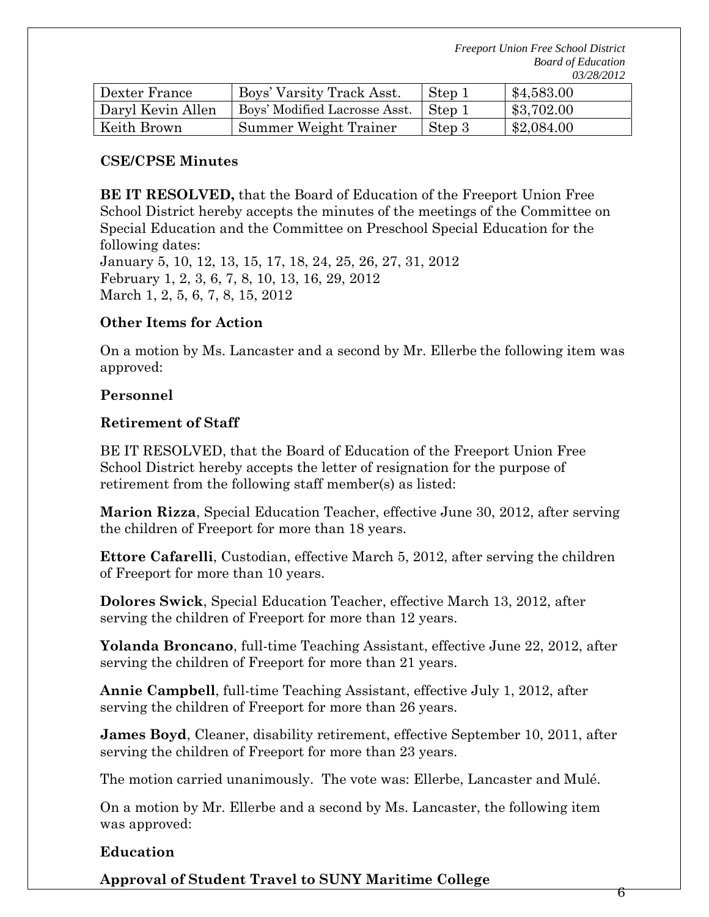| Dexter France | Boys' Varsity Track Asst. | Step 1 | $4,583.00 |
|---|---|---|---|
| Daryl Kevin Allen | Boys' Modified Lacrosse Asst. | Step 1 | $3,702.00 |
| Keith Brown | Summer Weight Trainer | Step 3 | $2,084.00 |

**CSE/CPSE Minutes**

**BE IT RESOLVED,** that the Board of Education of the Freeport Union Free School District hereby accepts the minutes of the meetings of the Committee on Special Education and the Committee on Preschool Special Education for the following dates:
January 5, 10, 12, 13, 15, 17, 18, 24, 25, 26, 27, 31, 2012
February 1, 2, 3, 6, 7, 8, 10, 13, 16, 29, 2012
March 1, 2, 5, 6, 7, 8, 15, 2012

**Other Items for Action**

On a motion by Ms. Lancaster and a second by Mr. Ellerbe the following item was approved:

**Personnel**

**Retirement of Staff**

BE IT RESOLVED, that the Board of Education of the Freeport Union Free School District hereby accepts the letter of resignation for the purpose of retirement from the following staff member(s) as listed:

**Marion Rizza**, Special Education Teacher, effective June 30, 2012, after serving the children of Freeport for more than 18 years.

**Ettore Cafarelli**, Custodian, effective March 5, 2012, after serving the children of Freeport for more than 10 years.

**Dolores Swick**, Special Education Teacher, effective March 13, 2012, after serving the children of Freeport for more than 12 years.

**Yolanda Broncano**, full-time Teaching Assistant, effective June 22, 2012, after serving the children of Freeport for more than 21 years.

**Annie Campbell**, full-time Teaching Assistant, effective July 1, 2012, after serving the children of Freeport for more than 26 years.

**James Boyd**, Cleaner, disability retirement, effective September 10, 2011, after serving the children of Freeport for more than 23 years.

The motion carried unanimously. The vote was: Ellerbe, Lancaster and Mulé.

On a motion by Mr. Ellerbe and a second by Ms. Lancaster, the following item was approved:

**Education**

**Approval of Student Travel to SUNY Maritime College**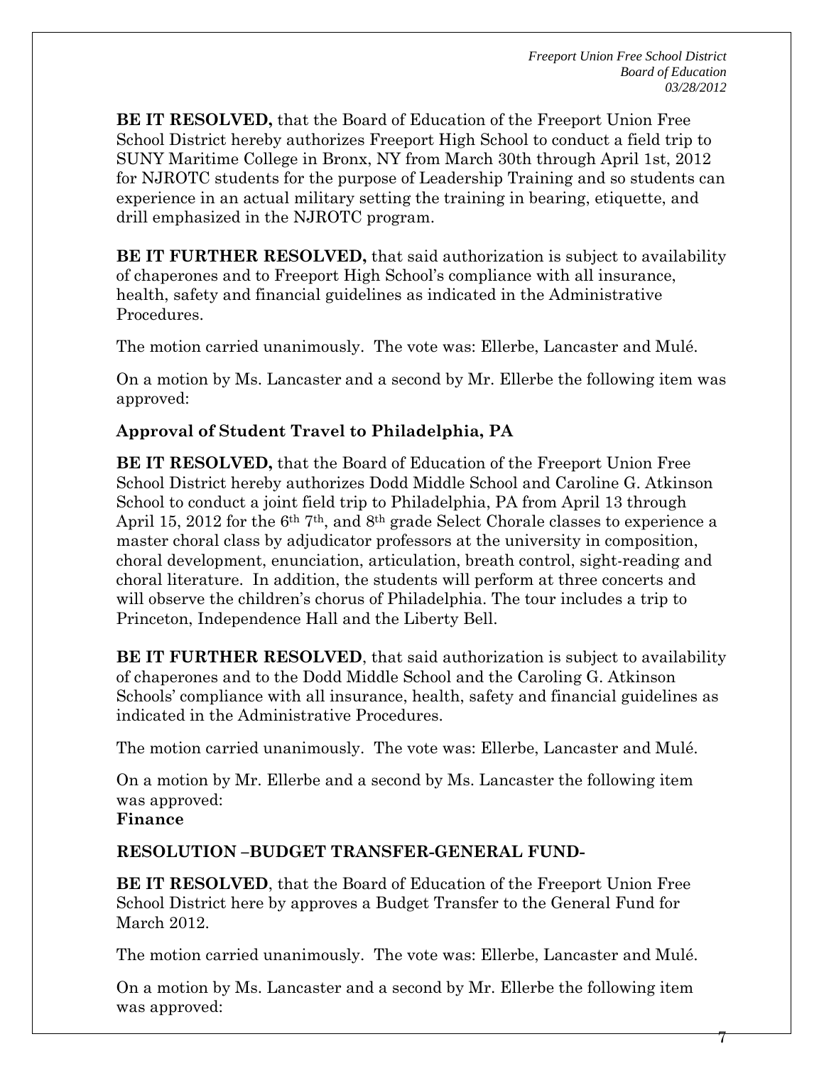**BE IT RESOLVED,** that the Board of Education of the Freeport Union Free School District hereby authorizes Freeport High School to conduct a field trip to SUNY Maritime College in Bronx, NY from March 30th through April 1st, 2012 for NJROTC students for the purpose of Leadership Training and so students can experience in an actual military setting the training in bearing, etiquette, and drill emphasized in the NJROTC program.

**BE IT FURTHER RESOLVED,** that said authorization is subject to availability of chaperones and to Freeport High School's compliance with all insurance, health, safety and financial guidelines as indicated in the Administrative Procedures.

The motion carried unanimously. The vote was: Ellerbe, Lancaster and Mulé.

On a motion by Ms. Lancaster and a second by Mr. Ellerbe the following item was approved:

**Approval of Student Travel to Philadelphia, PA**

**BE IT RESOLVED,** that the Board of Education of the Freeport Union Free School District hereby authorizes Dodd Middle School and Caroline G. Atkinson School to conduct a joint field trip to Philadelphia, PA from April 13 through April 15, 2012 for the 6th 7th, and 8th grade Select Chorale classes to experience a master choral class by adjudicator professors at the university in composition, choral development, enunciation, articulation, breath control, sight-reading and choral literature. In addition, the students will perform at three concerts and will observe the children's chorus of Philadelphia. The tour includes a trip to Princeton, Independence Hall and the Liberty Bell.

**BE IT FURTHER RESOLVED**, that said authorization is subject to availability of chaperones and to the Dodd Middle School and the Caroling G. Atkinson Schools' compliance with all insurance, health, safety and financial guidelines as indicated in the Administrative Procedures.

The motion carried unanimously. The vote was: Ellerbe, Lancaster and Mulé.

On a motion by Mr. Ellerbe and a second by Ms. Lancaster the following item was approved:

**Finance**

**RESOLUTION –BUDGET TRANSFER-GENERAL FUND-**

**BE IT RESOLVED**, that the Board of Education of the Freeport Union Free School District here by approves a Budget Transfer to the General Fund for March 2012.

The motion carried unanimously. The vote was: Ellerbe, Lancaster and Mulé.

On a motion by Ms. Lancaster and a second by Mr. Ellerbe the following item was approved: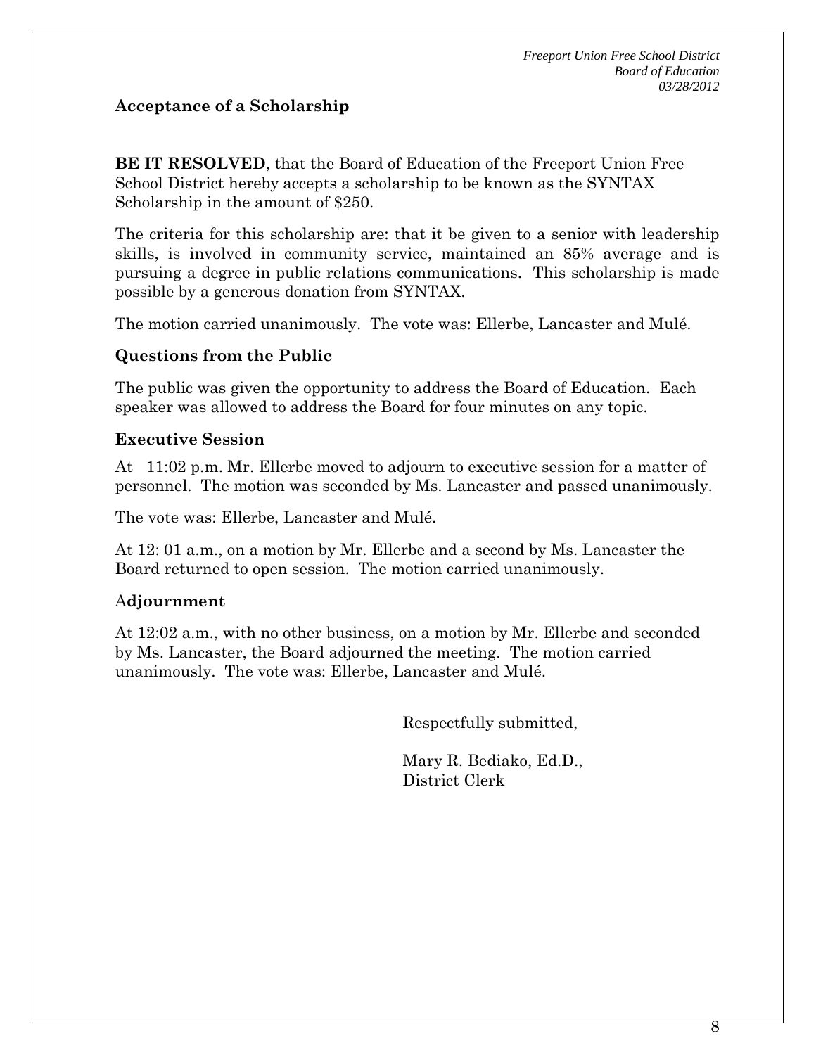## Acceptance of a Scholarship

**BE IT RESOLVED**, that the Board of Education of the Freeport Union Free School District hereby accepts a scholarship to be known as the SYNTAX Scholarship in the amount of $250.

The criteria for this scholarship are: that it be given to a senior with leadership skills, is involved in community service, maintained an 85% average and is pursuing a degree in public relations communications. This scholarship is made possible by a generous donation from SYNTAX.

The motion carried unanimously. The vote was: Ellerbe, Lancaster and Mulé.

## Questions from the Public

The public was given the opportunity to address the Board of Education. Each speaker was allowed to address the Board for four minutes on any topic.

## Executive Session

At 11:02 p.m. Mr. Ellerbe moved to adjourn to executive session for a matter of personnel. The motion was seconded by Ms. Lancaster and passed unanimously.

The vote was: Ellerbe, Lancaster and Mulé.

At 12: 01 a.m., on a motion by Mr. Ellerbe and a second by Ms. Lancaster the Board returned to open session. The motion carried unanimously.

## Adjournment

At 12:02 a.m., with no other business, on a motion by Mr. Ellerbe and seconded by Ms. Lancaster, the Board adjourned the meeting. The motion carried unanimously. The vote was: Ellerbe, Lancaster and Mulé.

Respectfully submitted,

Mary R. Bediako, Ed.D.,
District Clerk